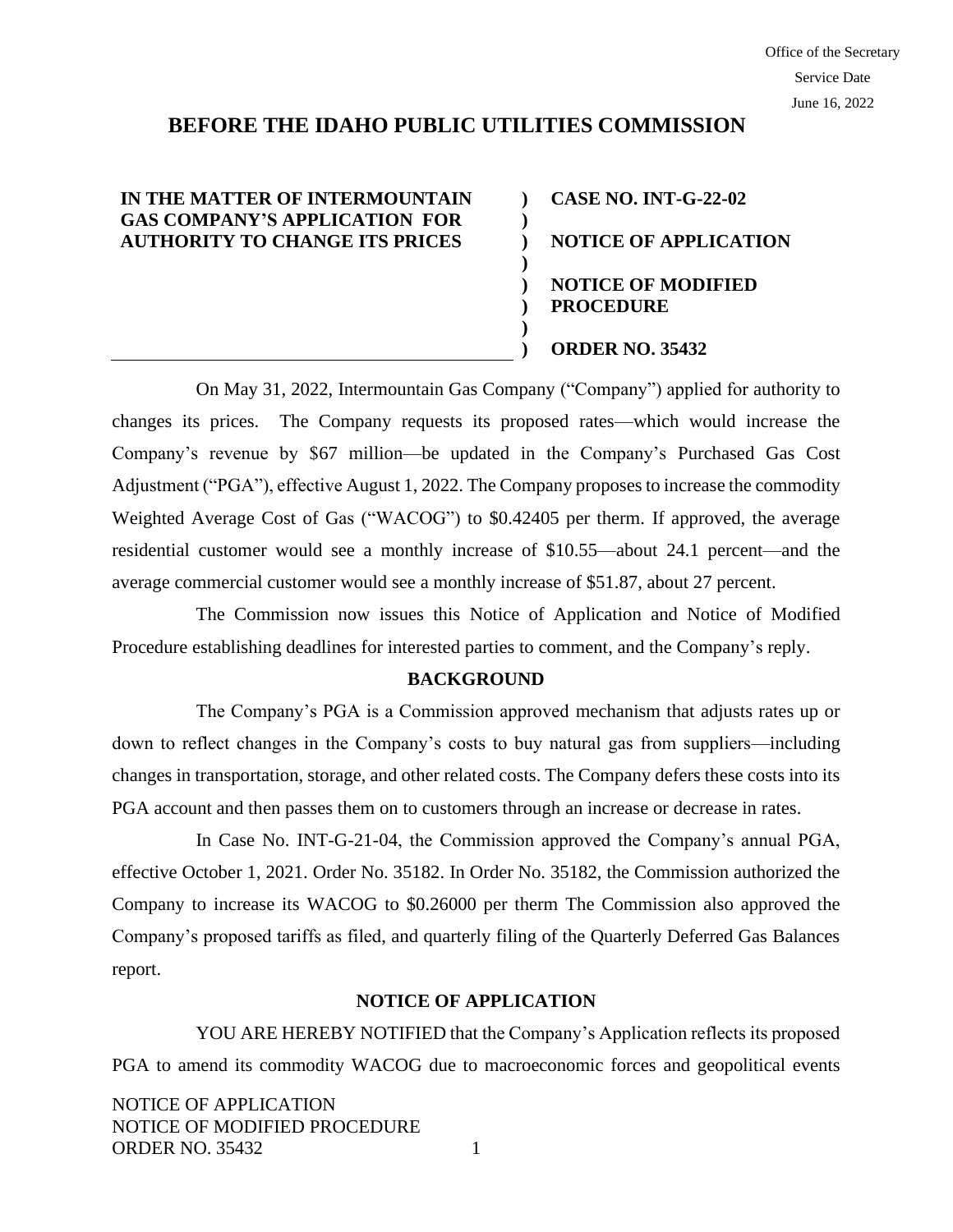Office of the Secretary
Service Date
June 16, 2022

# BEFORE THE IDAHO PUBLIC UTILITIES COMMISSION

| IN THE MATTER OF INTERMOUNTAIN GAS COMPANY'S APPLICATION FOR AUTHORITY TO CHANGE ITS PRICES | ) | CASE NO. INT-G-22-02 |
| --- | --- | --- |
| | ) | NOTICE OF APPLICATION |
| | ) | NOTICE OF MODIFIED PROCEDURE |
| | ) | ORDER NO. 35432 |

On May 31, 2022, Intermountain Gas Company ("Company") applied for authority to changes its prices. The Company requests its proposed rates—which would increase the Company's revenue by $67 million—be updated in the Company's Purchased Gas Cost Adjustment ("PGA"), effective August 1, 2022. The Company proposes to increase the commodity Weighted Average Cost of Gas ("WACOG") to $0.42405 per therm. If approved, the average residential customer would see a monthly increase of $10.55—about 24.1 percent—and the average commercial customer would see a monthly increase of $51.87, about 27 percent.

The Commission now issues this Notice of Application and Notice of Modified Procedure establishing deadlines for interested parties to comment, and the Company's reply.

## BACKGROUND

The Company's PGA is a Commission approved mechanism that adjusts rates up or down to reflect changes in the Company's costs to buy natural gas from suppliers—including changes in transportation, storage, and other related costs. The Company defers these costs into its PGA account and then passes them on to customers through an increase or decrease in rates.

In Case No. INT-G-21-04, the Commission approved the Company's annual PGA, effective October 1, 2021. Order No. 35182. In Order No. 35182, the Commission authorized the Company to increase its WACOG to $0.26000 per therm The Commission also approved the Company's proposed tariffs as filed, and quarterly filing of the Quarterly Deferred Gas Balances report.

## NOTICE OF APPLICATION

YOU ARE HEREBY NOTIFIED that the Company's Application reflects its proposed PGA to amend its commodity WACOG due to macroeconomic forces and geopolitical events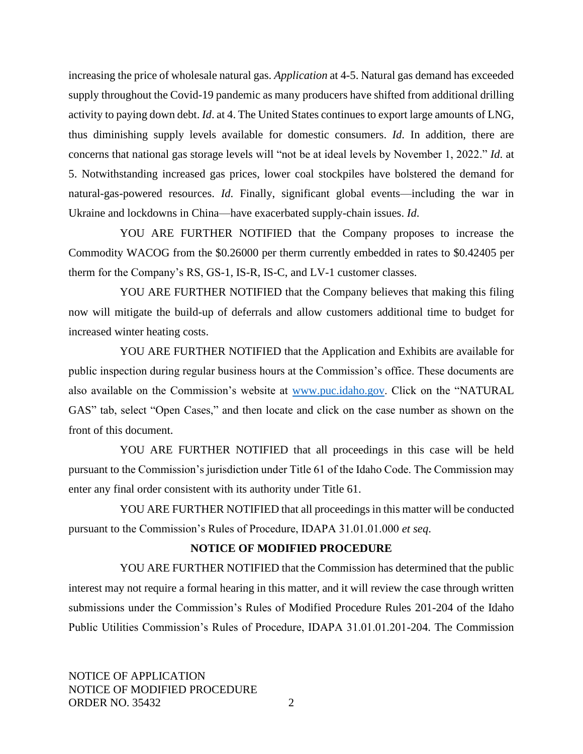increasing the price of wholesale natural gas. *Application* at 4-5. Natural gas demand has exceeded supply throughout the Covid-19 pandemic as many producers have shifted from additional drilling activity to paying down debt. *Id*. at 4. The United States continues to export large amounts of LNG, thus diminishing supply levels available for domestic consumers. *Id*. In addition, there are concerns that national gas storage levels will "not be at ideal levels by November 1, 2022." *Id*. at 5. Notwithstanding increased gas prices, lower coal stockpiles have bolstered the demand for natural-gas-powered resources. *Id*. Finally, significant global events—including the war in Ukraine and lockdowns in China—have exacerbated supply-chain issues. *Id*.

YOU ARE FURTHER NOTIFIED that the Company proposes to increase the Commodity WACOG from the $0.26000 per therm currently embedded in rates to $0.42405 per therm for the Company's RS, GS-1, IS-R, IS-C, and LV-1 customer classes.

YOU ARE FURTHER NOTIFIED that the Company believes that making this filing now will mitigate the build-up of deferrals and allow customers additional time to budget for increased winter heating costs.

YOU ARE FURTHER NOTIFIED that the Application and Exhibits are available for public inspection during regular business hours at the Commission's office. These documents are also available on the Commission's website at www.puc.idaho.gov. Click on the "NATURAL GAS" tab, select "Open Cases," and then locate and click on the case number as shown on the front of this document.

YOU ARE FURTHER NOTIFIED that all proceedings in this case will be held pursuant to the Commission's jurisdiction under Title 61 of the Idaho Code. The Commission may enter any final order consistent with its authority under Title 61.

YOU ARE FURTHER NOTIFIED that all proceedings in this matter will be conducted pursuant to the Commission's Rules of Procedure, IDAPA 31.01.01.000 *et seq*.

**NOTICE OF MODIFIED PROCEDURE**

YOU ARE FURTHER NOTIFIED that the Commission has determined that the public interest may not require a formal hearing in this matter, and it will review the case through written submissions under the Commission's Rules of Modified Procedure Rules 201-204 of the Idaho Public Utilities Commission's Rules of Procedure, IDAPA 31.01.01.201-204. The Commission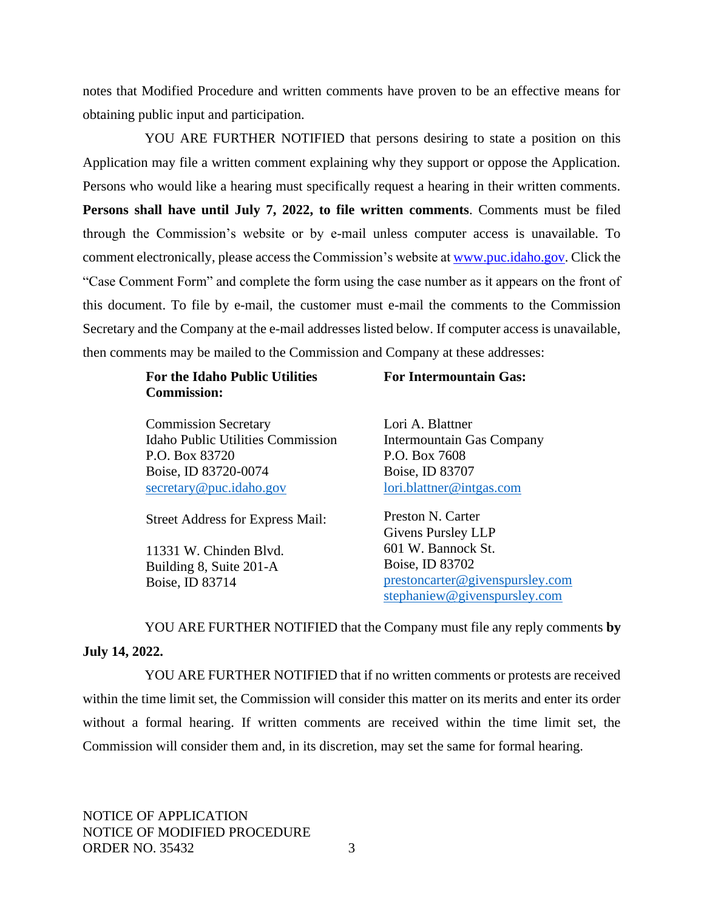notes that Modified Procedure and written comments have proven to be an effective means for obtaining public input and participation.

YOU ARE FURTHER NOTIFIED that persons desiring to state a position on this Application may file a written comment explaining why they support or oppose the Application. Persons who would like a hearing must specifically request a hearing in their written comments. **Persons shall have until July 7, 2022, to file written comments**. Comments must be filed through the Commission's website or by e-mail unless computer access is unavailable. To comment electronically, please access the Commission's website at www.puc.idaho.gov. Click the "Case Comment Form" and complete the form using the case number as it appears on the front of this document. To file by e-mail, the customer must e-mail the comments to the Commission Secretary and the Company at the e-mail addresses listed below. If computer access is unavailable, then comments may be mailed to the Commission and Company at these addresses:

**For the Idaho Public Utilities Commission:**

Commission Secretary
Idaho Public Utilities Commission
P.O. Box 83720
Boise, ID 83720-0074
secretary@puc.idaho.gov

Street Address for Express Mail:

11331 W. Chinden Blvd.
Building 8, Suite 201-A
Boise, ID 83714

**For Intermountain Gas:**

Lori A. Blattner
Intermountain Gas Company
P.O. Box 7608
Boise, ID 83707
lori.blattner@intgas.com

Preston N. Carter
Givens Pursley LLP
601 W. Bannock St.
Boise, ID 83702
prestoncarter@givenspursley.com
stephaniew@givenspursley.com

YOU ARE FURTHER NOTIFIED that the Company must file any reply comments **by July 14, 2022.**

YOU ARE FURTHER NOTIFIED that if no written comments or protests are received within the time limit set, the Commission will consider this matter on its merits and enter its order without a formal hearing. If written comments are received within the time limit set, the Commission will consider them and, in its discretion, may set the same for formal hearing.

NOTICE OF APPLICATION
NOTICE OF MODIFIED PROCEDURE
ORDER NO. 35432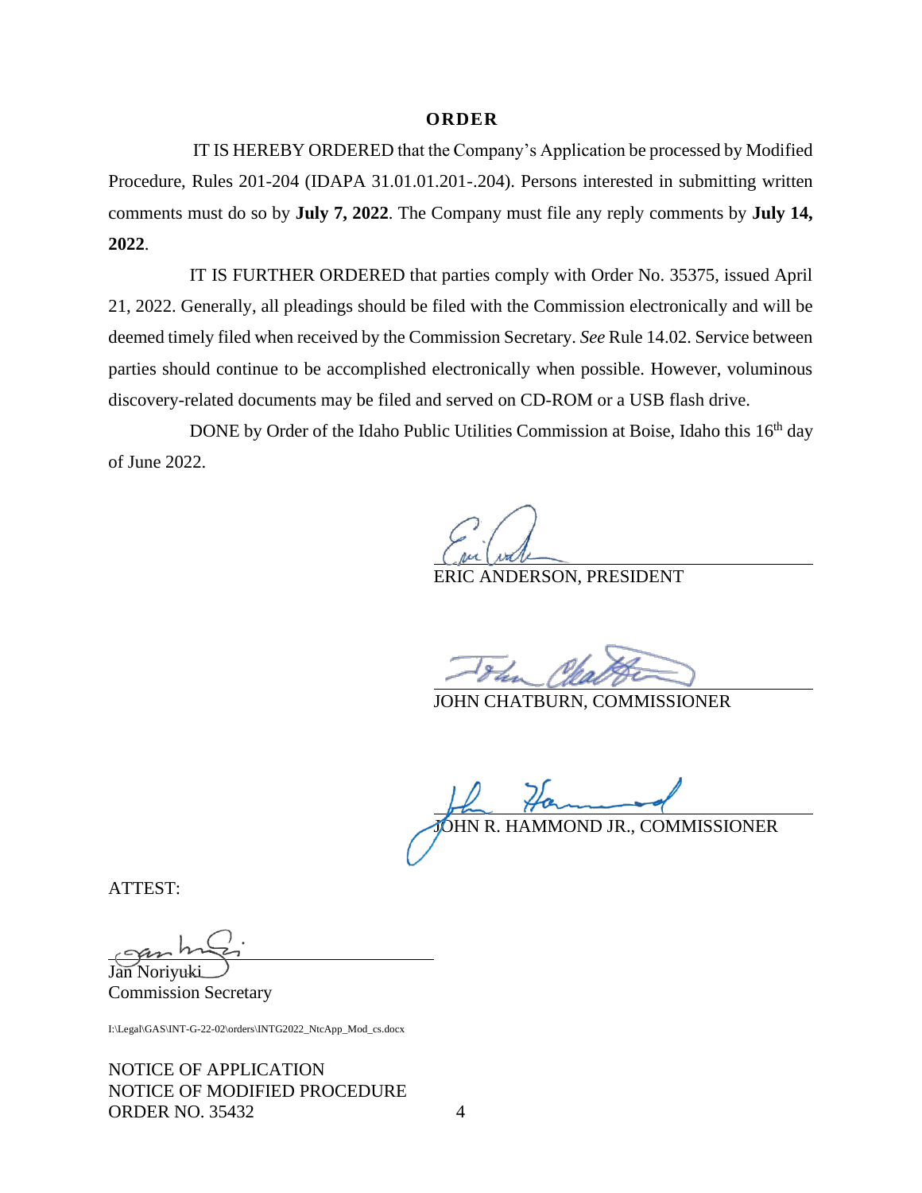## ORDER

IT IS HEREBY ORDERED that the Company's Application be processed by Modified Procedure, Rules 201-204 (IDAPA 31.01.01.201-.204). Persons interested in submitting written comments must do so by **July 7, 2022**. The Company must file any reply comments by **July 14, 2022**.

IT IS FURTHER ORDERED that parties comply with Order No. 35375, issued April 21, 2022. Generally, all pleadings should be filed with the Commission electronically and will be deemed timely filed when received by the Commission Secretary. *See* Rule 14.02. Service between parties should continue to be accomplished electronically when possible. However, voluminous discovery-related documents may be filed and served on CD-ROM or a USB flash drive.

DONE by Order of the Idaho Public Utilities Commission at Boise, Idaho this 16th day of June 2022.

ERIC ANDERSON, PRESIDENT

JOHN CHATBURN, COMMISSIONER

JOHN R. HAMMOND JR., COMMISSIONER

ATTEST:

Jan Noriyuki
Commission Secretary

I:\Legal\GAS\INT-G-22-02\orders\INTG2022_NtcApp_Mod_cs.docx

NOTICE OF APPLICATION
NOTICE OF MODIFIED PROCEDURE
ORDER NO. 35432